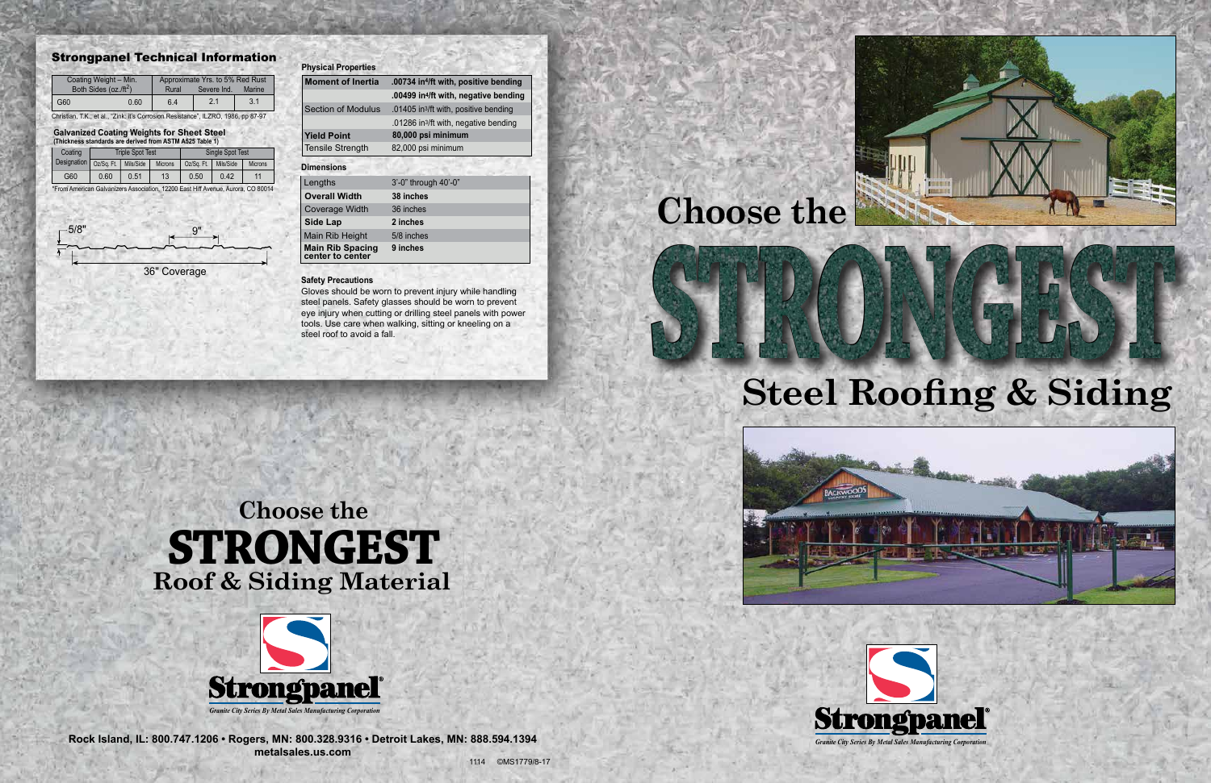## Strongpanel Technical Information

| Coating Weight – Min. Both Sides (oz./ft$^2$) | | Approximate Yrs. to 5% Red Rust | | |
|---|---|---|---|---|
| | | Rural | Severe Ind. | Marine |
| G60 | 0.60 | 6.4 | 2.1 | 3.1 |

Christian, T.K., et al., "Zink: it's Corrosion Resistance", ILZRO, 1986, pp 87-97

### Galvanized Coating Weights for Sheet Steel
(Thickness standards are derived from ASTM A525 Table 1)

| Coating Designation | Triple Spot Test | | | Single Spot Test | | |
|---|---|---|---|---|---|---|
| | Oz/Sq. Ft. | Mils/Side | Microns | Oz/Sq. Ft. | Mils/Side | Microns |
| G60 | 0.60 | 0.51 | 13 | 0.50 | 0.42 | 11 |

*From American Galvanizers Association, 12200 East Iliff Avenue, Aurora, CO 80014

5/8" 9"

36" Coverage

### Physical Properties

| | |
|---|---|
| **Moment of Inertia** | **.00734 in$^4$/ft with, positive bending** |
| | **.00499 in$^4$/ft with, negative bending** |
| Section of Modulus | .01405 in$^3$/ft with, positive bending |
| | .01286 in$^3$/ft with, negative bending |
| **Yield Point** | **80,000 psi minimum** |
| Tensile Strength | 82,000 psi minimum |

### Dimensions

| | |
|---|---|
| Lengths | 3'-0" through 40'-0" |
| **Overall Width** | **38 inches** |
| Coverage Width | 36 inches |
| **Side Lap** | **2 inches** |
| Main Rib Height | 5/8 inches |
| **Main Rib Spacing center to center** | **9 inches** |

### Safety Precautions

Gloves should be worn to prevent injury while handling steel panels. Safety glasses should be worn to prevent eye injury when cutting or drilling steel panels with power tools. Use care when walking, sitting or kneeling on a steel roof to avoid a fall.

# Choose the STRONGEST Roof & Siding Material

**Strongpanel®**

*Granite City Series By Metal Sales Manufacturing Corporation*

**Rock Island, IL: 800.747.1206 • Rogers, MN: 800.328.9316 • Detroit Lakes, MN: 888.594.1394**
**metalsales.us.com**

1114 ©MS1779/8-17

# Choose the STRONGEST Steel Roofing & Siding

**Strongpanel®**

*Granite City Series By Metal Sales Manufacturing Corporation*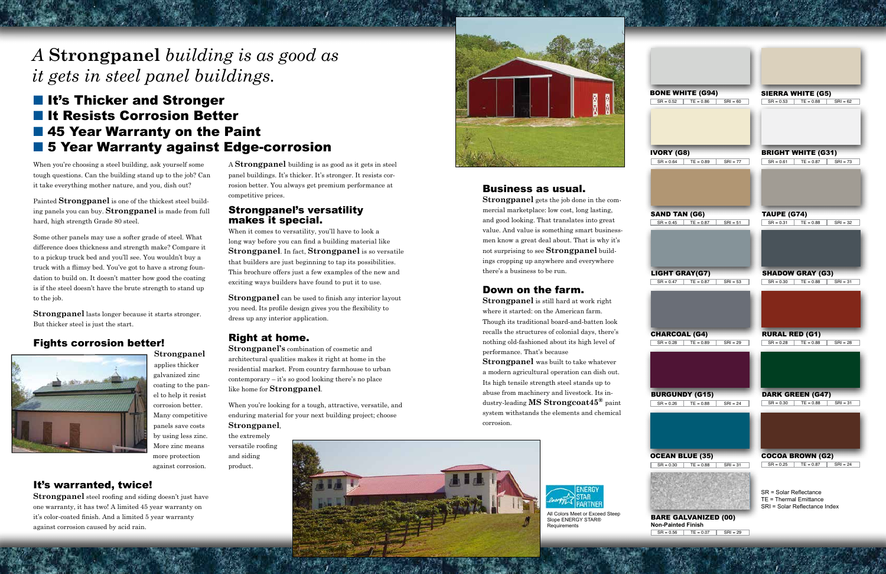# *A* **Strongpanel** *building is as good as it gets in steel panel buildings.*

- **It's Thicker and Stronger**
- **It Resists Corrosion Better**
- **45 Year Warranty on the Paint**
- **5 Year Warranty against Edge-corrosion**

When you're choosing a steel building, ask yourself some tough questions. Can the building stand up to the job? Can it take everything mother nature, and you, dish out?

Painted **Strongpanel** is one of the thickest steel building panels you can buy. **Strongpanel** is made from full hard, high strength Grade 80 steel.

Some other panels may use a softer grade of steel. What difference does thickness and strength make? Compare it to a pickup truck bed and you'll see. You wouldn't buy a truck with a flimsy bed. You've got to have a strong foundation to build on. It doesn't matter how good the coating is if the steel doesn't have the brute strength to stand up to the job.

**Strongpanel** lasts longer because it starts stronger. But thicker steel is just the start.

## Fights corrosion better!

**Strongpanel** applies thicker galvanized zinc coating to the panel to help it resist corrosion better. Many competitive panels save costs by using less zinc. More zinc means more protection against corrosion.

## It's warranted, twice!

**Strongpanel** steel roofing and siding doesn't just have one warranty, it has two! A limited 45 year warranty on it's color-coated finish. And a limited 5 year warranty against corrosion caused by acid rain.

A **Strongpanel** building is as good as it gets in steel panel buildings. It's thicker. It's stronger. It resists corrosion better. You always get premium performance at competitive prices.

## Strongpanel's versatility makes it special.

When it comes to versatility, you'll have to look a long way before you can find a building material like **Strongpanel**. In fact, **Strongpanel** is so versatile that builders are just beginning to tap its possibilities. This brochure offers just a few examples of the new and exciting ways builders have found to put it to use.

**Strongpanel** can be used to finish any interior layout you need. Its profile design gives you the flexibility to dress up any interior application.

## Right at home.

**Strongpanel's** combination of cosmetic and architectural qualities makes it right at home in the residential market. From country farmhouse to urban contemporary – it's so good looking there's no place like home for **Strongpanel**.

When you're looking for a tough, attractive, versatile, and enduring material for your next building project; choose **Strongpanel**, the extremely versatile roofing and siding product.

## Business as usual.

**Strongpanel** gets the job done in the commercial marketplace: low cost, long lasting, and good looking. That translates into great value. And value is something smart businessmen know a great deal about. That is why it's not surprising to see **Strongpanel** buildings cropping up anywhere and everywhere there's a business to be run.

## Down on the farm.

**Strongpanel** is still hard at work right where it started: on the American farm. Though its traditional board-and-batten look recalls the structures of colonial days, there's nothing old-fashioned about its high level of performance. That's because **Strongpanel** was built to take whatever a modern agricultural operation can dish out. Its high tensile strength steel stands up to abuse from machinery and livestock. Its industry-leading **MS Strongcoat45®** paint system withstands the elements and chemical corrosion.

ENERGY STAR PARTNER

All Colors Meet or Exceed Steep Slope ENERGY STAR® Requirements

| Color | SR | TE | SRI |
|---|---|---|---|
| BONE WHITE (G94) | 0.52 | 0.86 | 60 |
| SIERRA WHITE (G5) | 0.53 | 0.88 | 62 |
| IVORY (G8) | 0.64 | 0.89 | 77 |
| BRIGHT WHITE (G31) | 0.61 | 0.87 | 73 |
| SAND TAN (G6) | 0.45 | 0.87 | 51 |
| TAUPE (G74) | 0.31 | 0.88 | 32 |
| LIGHT GRAY(G7) | 0.47 | 0.87 | 53 |
| SHADOW GRAY (G3) | 0.30 | 0.88 | 31 |
| CHARCOAL (G4) | 0.28 | 0.89 | 29 |
| RURAL RED (G1) | 0.28 | 0.88 | 28 |
| BURGUNDY (G15) | 0.26 | 0.88 | 24 |
| DARK GREEN (G47) | 0.30 | 0.88 | 31 |
| OCEAN BLUE (35) | 0.30 | 0.88 | 31 |
| COCOA BROWN (G2) | 0.25 | 0.87 | 24 |
| BARE GALVANIZED (00) Non-Painted Finish | 0.56 | 0.07 | 29 |

SR = Solar Reflectance
TE = Thermal Emittance
SRI = Solar Reflectance Index